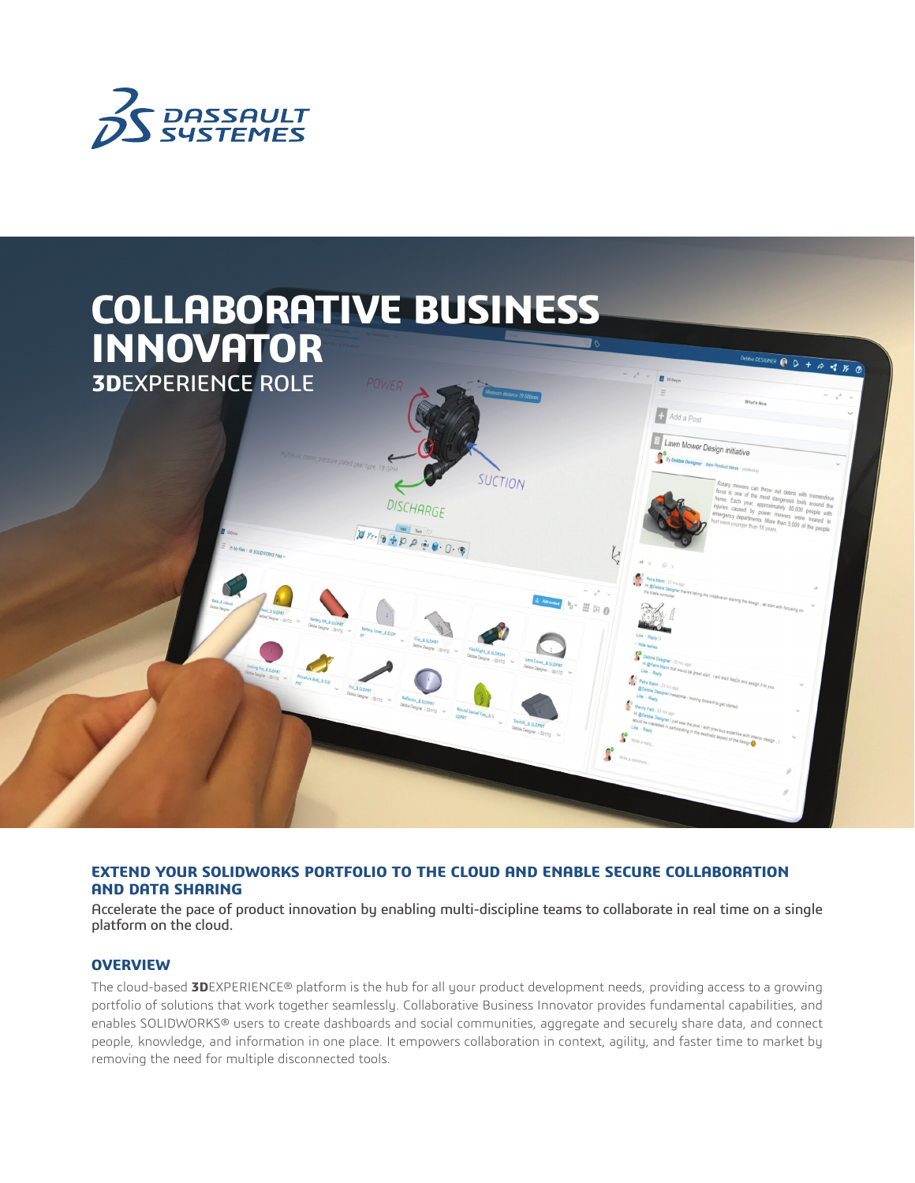# COLLABORATIVE BUSINESS INNOVATOR

**3D**EXPERIENCE ROLE

## EXTEND YOUR SOLIDWORKS PORTFOLIO TO THE CLOUD AND ENABLE SECURE COLLABORATION AND DATA SHARING

Accelerate the pace of product innovation by enabling multi-discipline teams to collaborate in real time on a single platform on the cloud.

### OVERVIEW

The cloud-based **3D**EXPERIENCE® platform is the hub for all your product development needs, providing access to a growing portfolio of solutions that work together seamlessly. Collaborative Business Innovator provides fundamental capabilities, and enables SOLIDWORKS® users to create dashboards and social communities, aggregate and securely share data, and connect people, knowledge, and information in one place. It empowers collaboration in context, agility, and faster time to market by removing the need for multiple disconnected tools.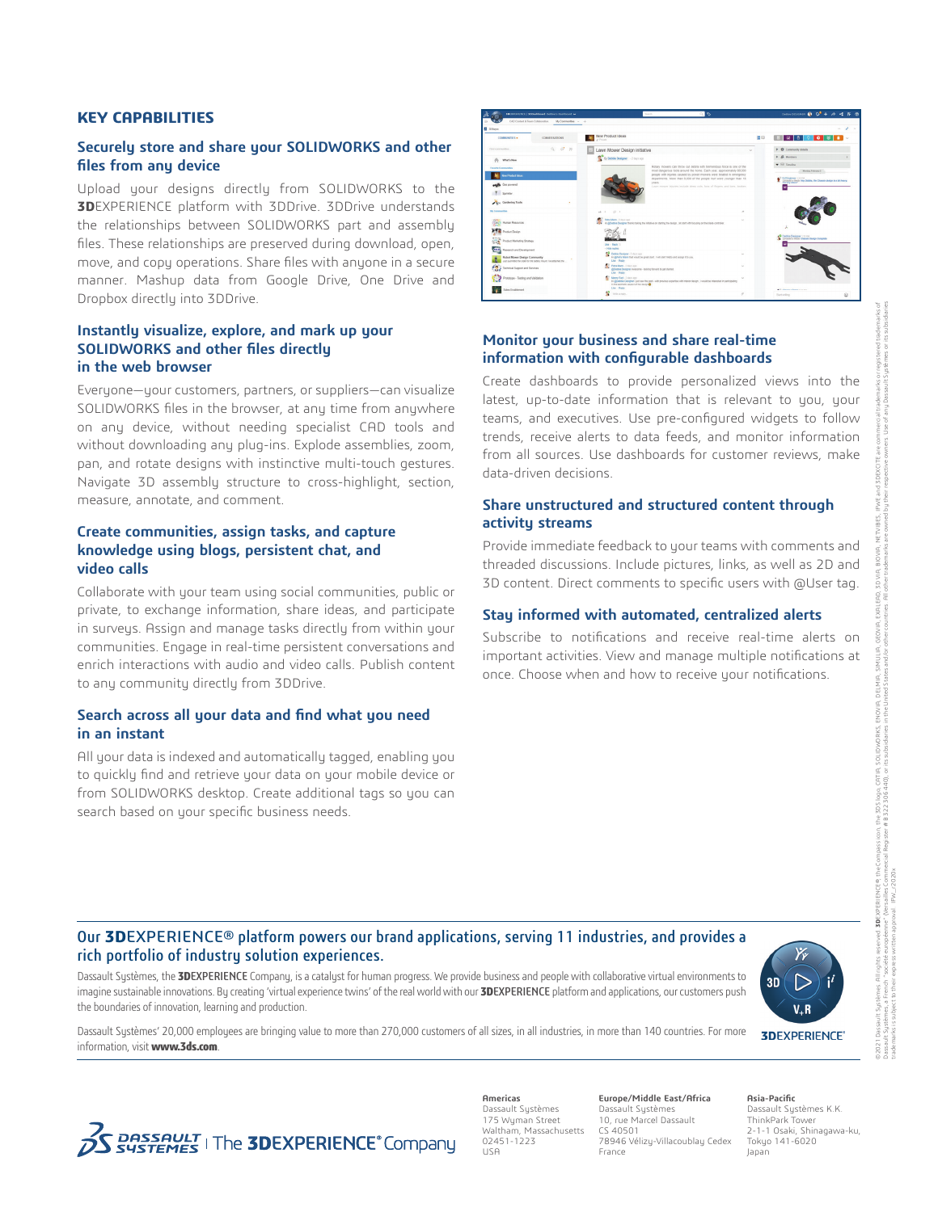## KEY CAPABILITIES

### Securely store and share your SOLIDWORKS and other files from any device

Upload your designs directly from SOLIDWORKS to the **3D**EXPERIENCE platform with 3DDrive. 3DDrive understands the relationships between SOLIDWORKS part and assembly files. These relationships are preserved during download, open, move, and copy operations. Share files with anyone in a secure manner. Mashup data from Google Drive, One Drive and Dropbox directly into 3DDrive.

### Instantly visualize, explore, and mark up your SOLIDWORKS and other files directly in the web browser

Everyone—your customers, partners, or suppliers—can visualize SOLIDWORKS files in the browser, at any time from anywhere on any device, without needing specialist CAD tools and without downloading any plug-ins. Explode assemblies, zoom, pan, and rotate designs with instinctive multi-touch gestures. Navigate 3D assembly structure to cross-highlight, section, measure, annotate, and comment.

### Create communities, assign tasks, and capture knowledge using blogs, persistent chat, and video calls

Collaborate with your team using social communities, public or private, to exchange information, share ideas, and participate in surveys. Assign and manage tasks directly from within your communities. Engage in real-time persistent conversations and enrich interactions with audio and video calls. Publish content to any community directly from 3DDrive.

### Search across all your data and find what you need in an instant

All your data is indexed and automatically tagged, enabling you to quickly find and retrieve your data on your mobile device or from SOLIDWORKS desktop. Create additional tags so you can search based on your specific business needs.

### Monitor your business and share real-time information with configurable dashboards

Create dashboards to provide personalized views into the latest, up-to-date information that is relevant to you, your teams, and executives. Use pre-configured widgets to follow trends, receive alerts to data feeds, and monitor information from all sources. Use dashboards for customer reviews, make data-driven decisions.

### Share unstructured and structured content through activity streams

Provide immediate feedback to your teams with comments and threaded discussions. Include pictures, links, as well as 2D and 3D content. Direct comments to specific users with @User tag.

### Stay informed with automated, centralized alerts

Subscribe to notifications and receive real-time alerts on important activities. View and manage multiple notifications at once. Choose when and how to receive your notifications.

---

**Our 3DEXPERIENCE® platform powers our brand applications, serving 11 industries, and provides a rich portfolio of industry solution experiences.**

Dassault Systèmes, the **3D**EXPERIENCE Company, is a catalyst for human progress. We provide business and people with collaborative virtual environments to imagine sustainable innovations. By creating 'virtual experience twins' of the real world with our **3D**EXPERIENCE platform and applications, our customers push the boundaries of innovation, learning and production.

Dassault Systèmes' 20,000 employees are bringing value to more than 270,000 customers of all sizes, in all industries, in more than 140 countries. For more information, visit **www.3ds.com**.

**3D**EXPERIENCE®

DASSAULT SYSTEMES | The **3D**EXPERIENCE® Company

**Americas**
Dassault Systèmes
175 Wyman Street
Waltham, Massachusetts
02451-1223
USA

**Europe/Middle East/Africa**
Dassault Systèmes
10, rue Marcel Dassault
CS 40501
78946 Vélizy-Villacoublay Cedex
France

**Asia-Pacific**
Dassault Systèmes K.K.
ThinkPark Tower
2-1-1 Osaki, Shinagawa-ku,
Tokyo 141-6020
Japan

©2021 Dassault Systèmes. All rights reserved. 3DEXPERIENCE®, the Compass icon, the 3DS logo, CATIA, SOLIDWORKS, ENOVIA, DELMIA, SIMULIA, GEOVIA, EXALEAD, 3D VIA, BIOVIA, NETVIBES, IFWE and 3DEXCITE are commercial trademarks or registered trademarks of Dassault Systèmes, a French "société européenne" (Versailles Commercial Register # B 322 306 440), or its subsidiaries in the United States and/or other countries. All other trademarks are owned by their respective owners. Use of any Dassault Systèmes or its subsidiaries trademarks is subject to their express written approval. IFWE_2020x